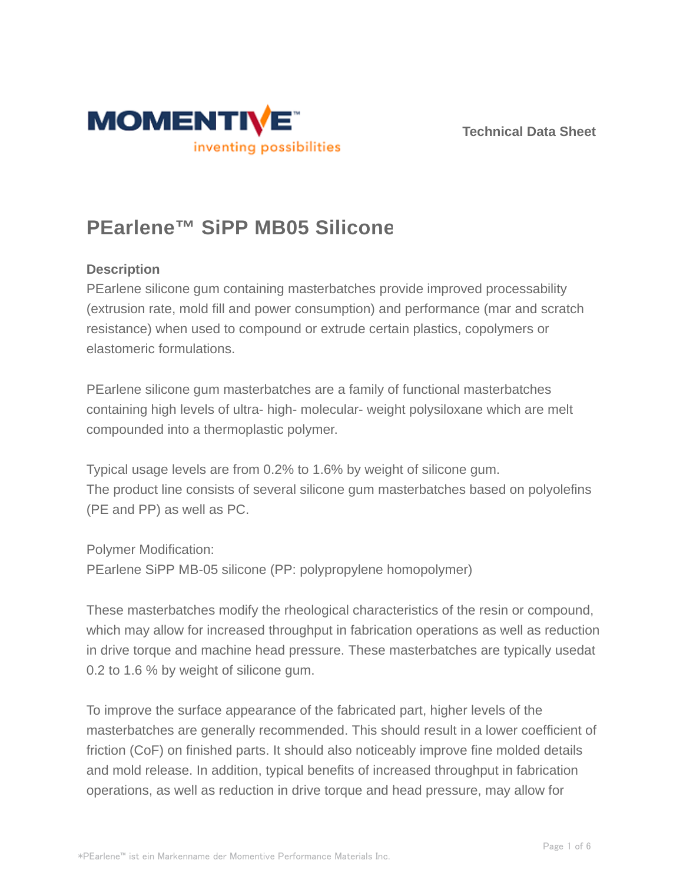Technical Data Sheet

# PEarlene™ SiPP MB05 Silicone

## Description

PEarlene silicone gum containing masterbatches provide improved processability (extrusion rate, mold fill and power consumption) and performance (mar and scratch resistance) when used to compound or extrude certain plastics, copolymers or elastomeric formulations.

PEarlene silicone gum masterbatches are a family of functional masterbatches containing high levels of ultra- high- molecular- weight polysiloxane which are melt compounded into a thermoplastic polymer.

Typical usage levels are from 0.2% to 1.6% by weight of silicone gum.
The product line consists of several silicone gum masterbatches based on polyolefins (PE and PP) as well as PC.

Polymer Modification:
PEarlene SiPP MB-05 silicone (PP: polypropylene homopolymer)

These masterbatches modify the rheological characteristics of the resin or compound, which may allow for increased throughput in fabrication operations as well as reduction in drive torque and machine head pressure. These masterbatches are typically usedat 0.2 to 1.6 % by weight of silicone gum.

To improve the surface appearance of the fabricated part, higher levels of the masterbatches are generally recommended. This should result in a lower coefficient of friction (CoF) on finished parts. It should also noticeably improve fine molded details and mold release. In addition, typical benefits of increased throughput in fabrication operations, as well as reduction in drive torque and head pressure, may allow for

*PEarlene™ ist ein Markenname der Momentive Performance Materials Inc.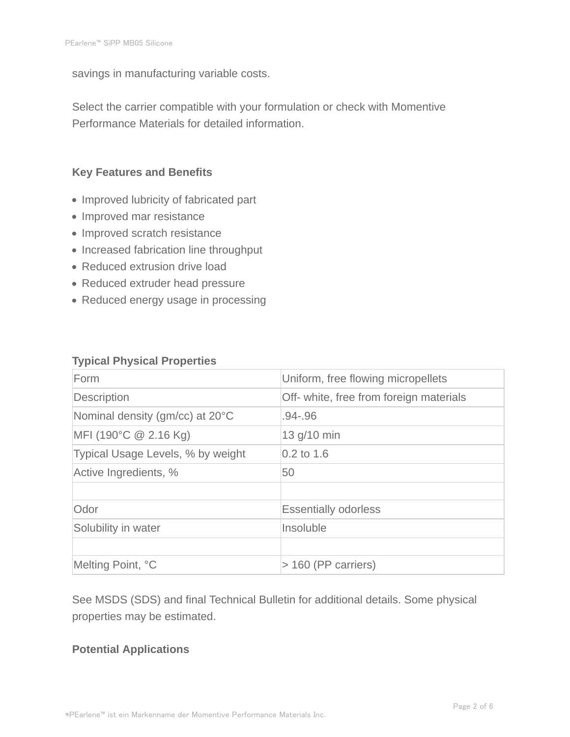savings in manufacturing variable costs.

Select the carrier compatible with your formulation or check with Momentive Performance Materials for detailed information.

## Key Features and Benefits

- Improved lubricity of fabricated part
- Improved mar resistance
- Improved scratch resistance
- Increased fabrication line throughput
- Reduced extrusion drive load
- Reduced extruder head pressure
- Reduced energy usage in processing

## Typical Physical Properties

| Form | Uniform, free flowing micropellets |
|---|---|
| Description | Off- white, free from foreign materials |
| Nominal density (gm/cc) at 20°C | .94-.96 |
| MFI (190°C @ 2.16 Kg) | 13 g/10 min |
| Typical Usage Levels, % by weight | 0.2 to 1.6 |
| Active Ingredients, % | 50 |
| | |
| Odor | Essentially odorless |
| Solubility in water | Insoluble |
| | |
| Melting Point, °C | > 160 (PP carriers) |

See MSDS (SDS) and final Technical Bulletin for additional details. Some physical properties may be estimated.

## Potential Applications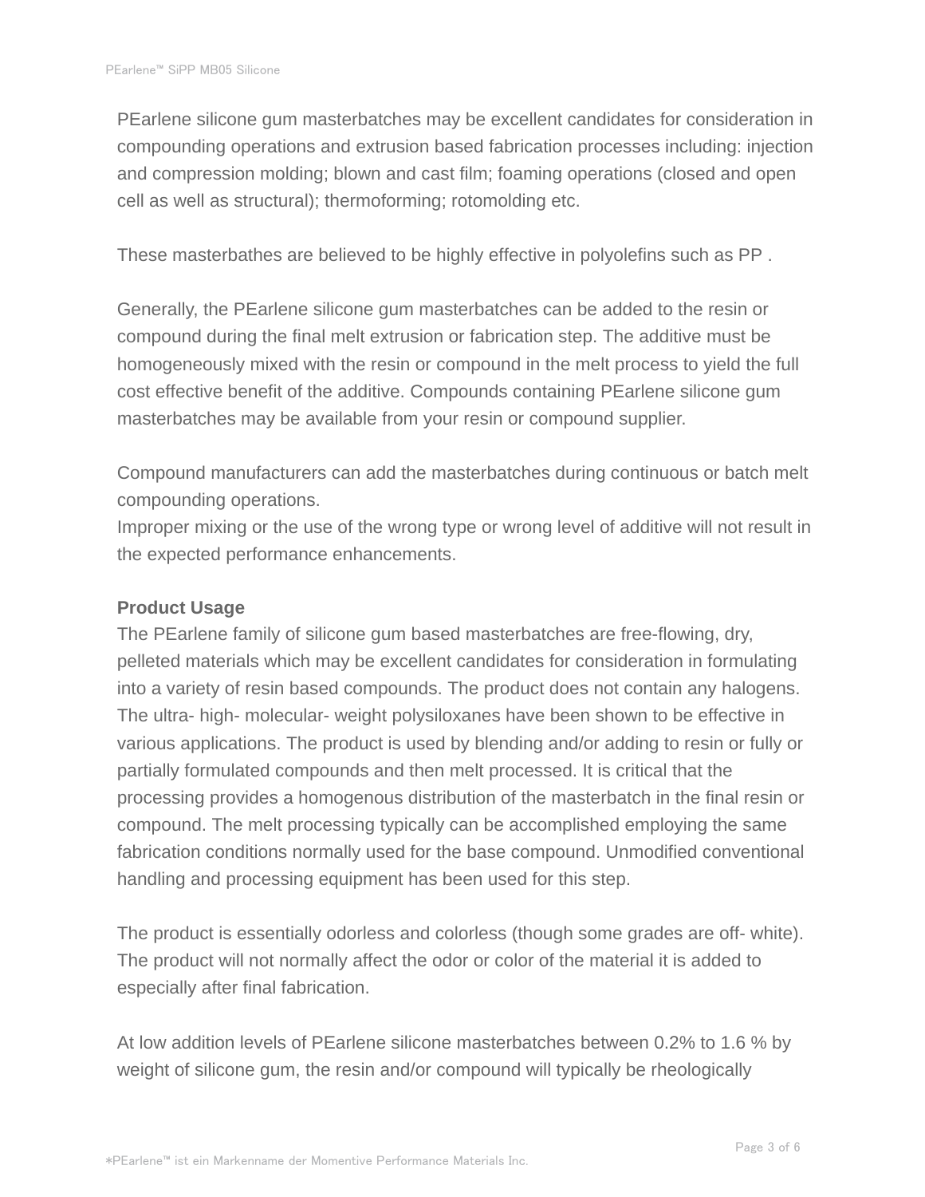PEarlene silicone gum masterbatches may be excellent candidates for consideration in compounding operations and extrusion based fabrication processes including: injection and compression molding; blown and cast film; foaming operations (closed and open cell as well as structural); thermoforming; rotomolding etc.

These masterbathes are believed to be highly effective in polyolefins such as PP .

Generally, the PEarlene silicone gum masterbatches can be added to the resin or compound during the final melt extrusion or fabrication step. The additive must be homogeneously mixed with the resin or compound in the melt process to yield the full cost effective benefit of the additive. Compounds containing PEarlene silicone gum masterbatches may be available from your resin or compound supplier.

Compound manufacturers can add the masterbatches during continuous or batch melt compounding operations.
Improper mixing or the use of the wrong type or wrong level of additive will not result in the expected performance enhancements.

**Product Usage**
The PEarlene family of silicone gum based masterbatches are free-flowing, dry, pelleted materials which may be excellent candidates for consideration in formulating into a variety of resin based compounds. The product does not contain any halogens. The ultra- high- molecular- weight polysiloxanes have been shown to be effective in various applications. The product is used by blending and/or adding to resin or fully or partially formulated compounds and then melt processed. It is critical that the processing provides a homogenous distribution of the masterbatch in the final resin or compound. The melt processing typically can be accomplished employing the same fabrication conditions normally used for the base compound. Unmodified conventional handling and processing equipment has been used for this step.

The product is essentially odorless and colorless (though some grades are off- white). The product will not normally affect the odor or color of the material it is added to especially after final fabrication.

At low addition levels of PEarlene silicone masterbatches between 0.2% to 1.6 % by weight of silicone gum, the resin and/or compound will typically be rheologically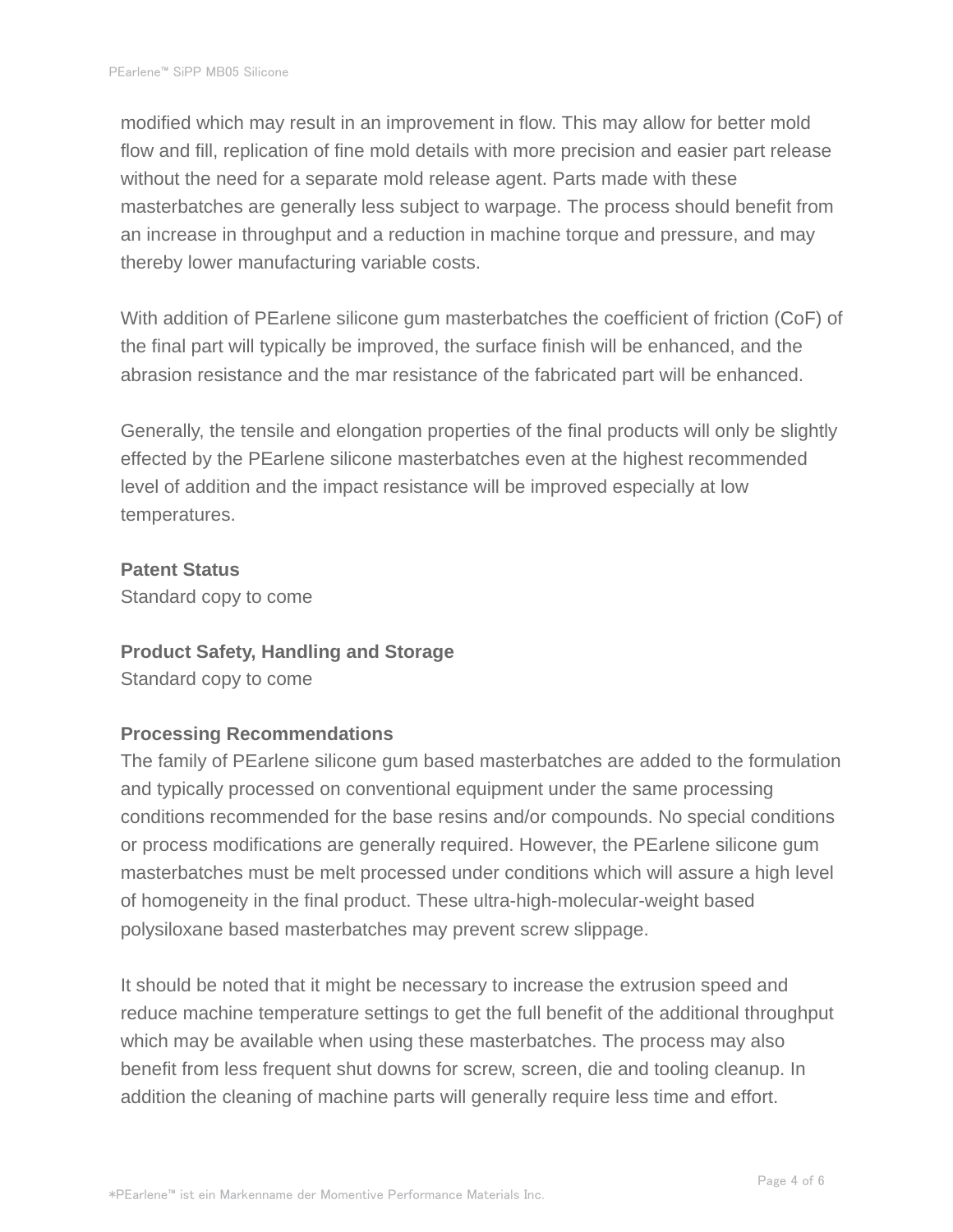modified which may result in an improvement in flow. This may allow for better mold flow and fill, replication of fine mold details with more precision and easier part release without the need for a separate mold release agent. Parts made with these masterbatches are generally less subject to warpage. The process should benefit from an increase in throughput and a reduction in machine torque and pressure, and may thereby lower manufacturing variable costs.

With addition of PEarlene silicone gum masterbatches the coefficient of friction (CoF) of the final part will typically be improved, the surface finish will be enhanced, and the abrasion resistance and the mar resistance of the fabricated part will be enhanced.

Generally, the tensile and elongation properties of the final products will only be slightly effected by the PEarlene silicone masterbatches even at the highest recommended level of addition and the impact resistance will be improved especially at low temperatures.

**Patent Status**

Standard copy to come

**Product Safety, Handling and Storage**

Standard copy to come

**Processing Recommendations**

The family of PEarlene silicone gum based masterbatches are added to the formulation and typically processed on conventional equipment under the same processing conditions recommended for the base resins and/or compounds. No special conditions or process modifications are generally required. However, the PEarlene silicone gum masterbatches must be melt processed under conditions which will assure a high level of homogeneity in the final product. These ultra-high-molecular-weight based polysiloxane based masterbatches may prevent screw slippage.

It should be noted that it might be necessary to increase the extrusion speed and reduce machine temperature settings to get the full benefit of the additional throughput which may be available when using these masterbatches. The process may also benefit from less frequent shut downs for screw, screen, die and tooling cleanup. In addition the cleaning of machine parts will generally require less time and effort.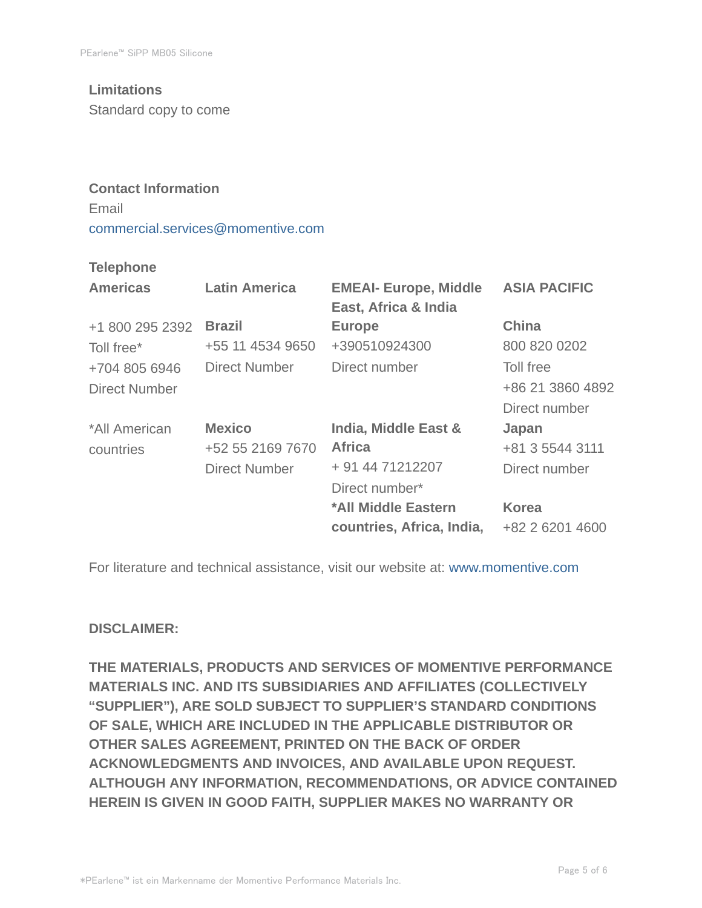**Limitations**

Standard copy to come

**Contact Information**

Email

commercial.services@momentive.com

**Telephone**

| Americas | Latin America | EMEAI- Europe, Middle East, Africa & India | ASIA PACIFIC |
|---|---|---|---|
| +1 800 295 2392 Toll free* +704 805 6946 Direct Number | **Brazil** +55 11 4534 9650 Direct Number | **Europe** +390510924300 Direct number | **China** 800 820 0202 Toll free +86 21 3860 4892 Direct number |
| *All American countries | **Mexico** +52 55 2169 7670 Direct Number | **India, Middle East & Africa** + 91 44 71212207 Direct number* | **Japan** +81 3 5544 3111 Direct number |
| | | **\*All Middle Eastern countries, Africa, India,** | **Korea** +82 2 6201 4600 |

For literature and technical assistance, visit our website at: www.momentive.com

**DISCLAIMER:**

**THE MATERIALS, PRODUCTS AND SERVICES OF MOMENTIVE PERFORMANCE MATERIALS INC. AND ITS SUBSIDIARIES AND AFFILIATES (COLLECTIVELY "SUPPLIER"), ARE SOLD SUBJECT TO SUPPLIER'S STANDARD CONDITIONS OF SALE, WHICH ARE INCLUDED IN THE APPLICABLE DISTRIBUTOR OR OTHER SALES AGREEMENT, PRINTED ON THE BACK OF ORDER ACKNOWLEDGMENTS AND INVOICES, AND AVAILABLE UPON REQUEST. ALTHOUGH ANY INFORMATION, RECOMMENDATIONS, OR ADVICE CONTAINED HEREIN IS GIVEN IN GOOD FAITH, SUPPLIER MAKES NO WARRANTY OR**

*PEarlene™ ist ein Markenname der Momentive Performance Materials Inc.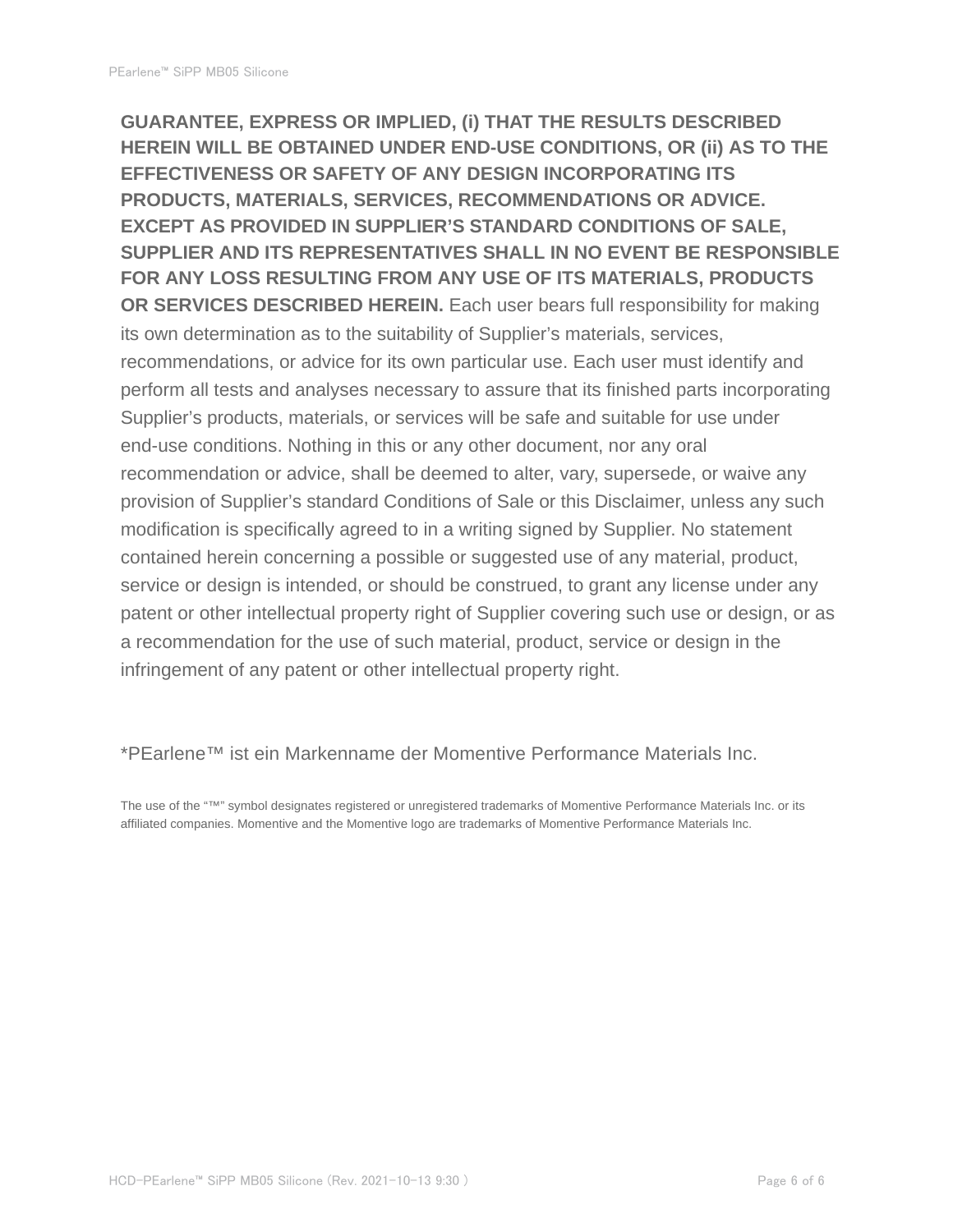**GUARANTEE, EXPRESS OR IMPLIED, (i) THAT THE RESULTS DESCRIBED HEREIN WILL BE OBTAINED UNDER END-USE CONDITIONS, OR (ii) AS TO THE EFFECTIVENESS OR SAFETY OF ANY DESIGN INCORPORATING ITS PRODUCTS, MATERIALS, SERVICES, RECOMMENDATIONS OR ADVICE. EXCEPT AS PROVIDED IN SUPPLIER'S STANDARD CONDITIONS OF SALE, SUPPLIER AND ITS REPRESENTATIVES SHALL IN NO EVENT BE RESPONSIBLE FOR ANY LOSS RESULTING FROM ANY USE OF ITS MATERIALS, PRODUCTS OR SERVICES DESCRIBED HEREIN.** Each user bears full responsibility for making its own determination as to the suitability of Supplier's materials, services, recommendations, or advice for its own particular use. Each user must identify and perform all tests and analyses necessary to assure that its finished parts incorporating Supplier's products, materials, or services will be safe and suitable for use under end-use conditions. Nothing in this or any other document, nor any oral recommendation or advice, shall be deemed to alter, vary, supersede, or waive any provision of Supplier's standard Conditions of Sale or this Disclaimer, unless any such modification is specifically agreed to in a writing signed by Supplier. No statement contained herein concerning a possible or suggested use of any material, product, service or design is intended, or should be construed, to grant any license under any patent or other intellectual property right of Supplier covering such use or design, or as a recommendation for the use of such material, product, service or design in the infringement of any patent or other intellectual property right.

*PEarlene™ ist ein Markenname der Momentive Performance Materials Inc.

The use of the "™" symbol designates registered or unregistered trademarks of Momentive Performance Materials Inc. or its affiliated companies. Momentive and the Momentive logo are trademarks of Momentive Performance Materials Inc.